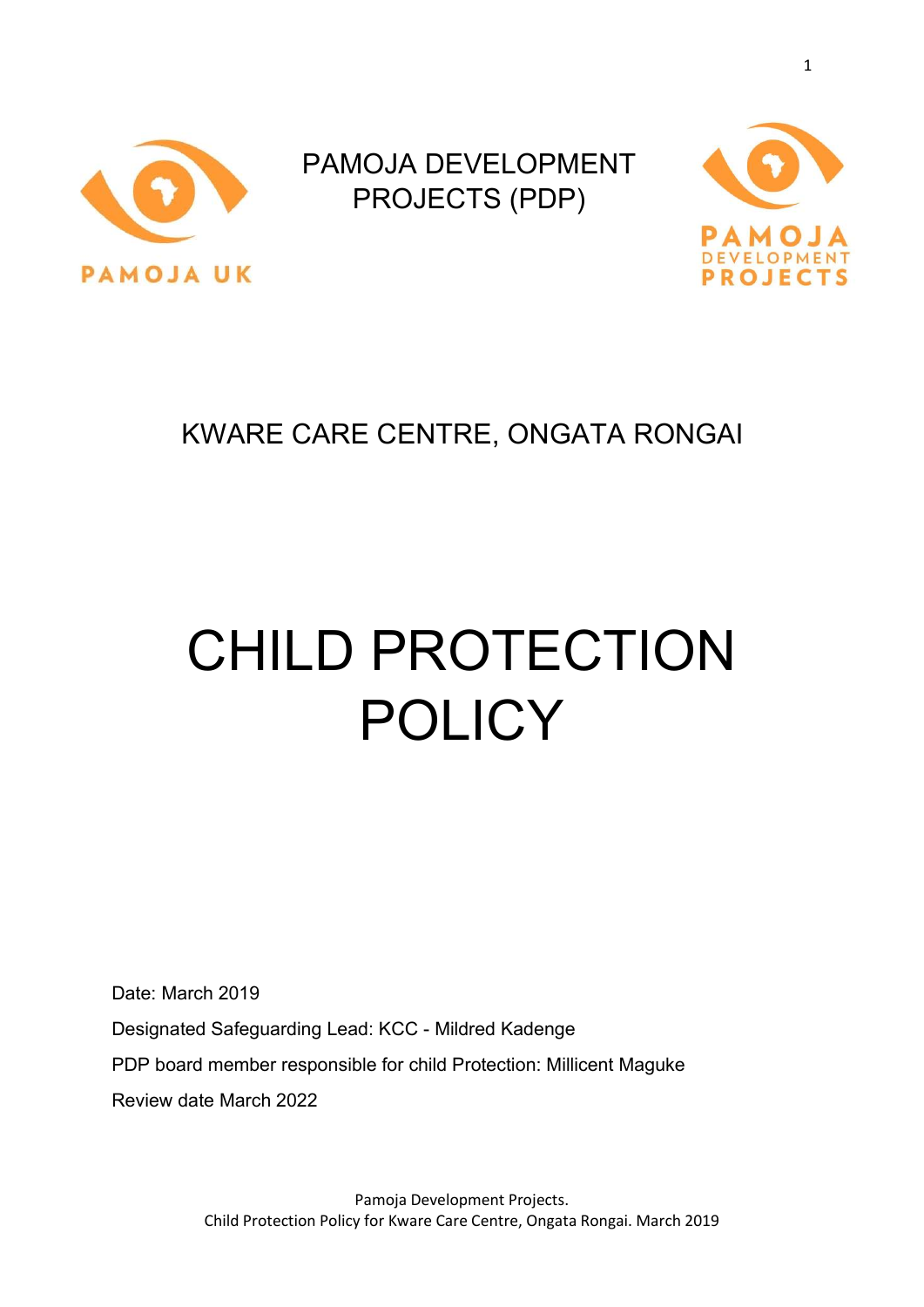PAMOJA DEVELOPMENT PROJECTS (PDP)

PAMOJA UK

PAMOJA DEVELOPMENT PROJECTS

## KWARE CARE CENTRE, ONGATA RONGAI

# CHILD PROTECTION POLICY

Date: March 2019

Designated Safeguarding Lead: KCC - Mildred Kadenge

PDP board member responsible for child Protection: Millicent Maguke

Review date March 2022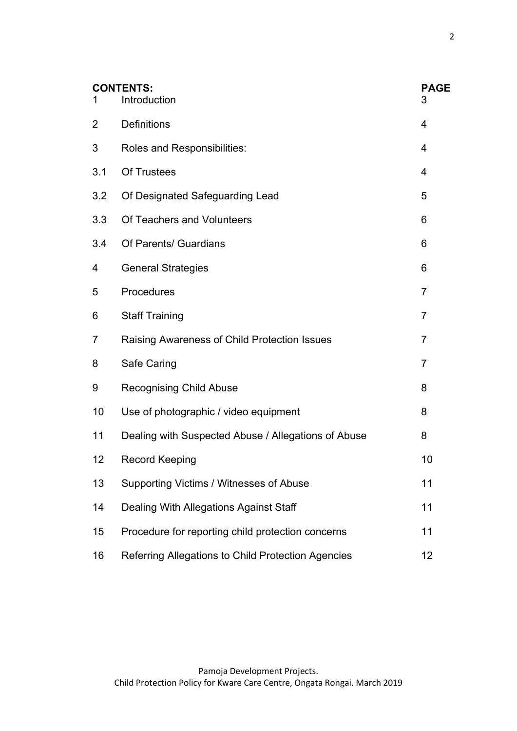| CONTENTS: | | PAGE |
|---|---|---|
| 1 | Introduction | 3 |
| 2 | Definitions | 4 |
| 3 | Roles and Responsibilities: | 4 |
| 3.1 | Of Trustees | 4 |
| 3.2 | Of Designated Safeguarding Lead | 5 |
| 3.3 | Of Teachers and Volunteers | 6 |
| 3.4 | Of Parents/ Guardians | 6 |
| 4 | General Strategies | 6 |
| 5 | Procedures | 7 |
| 6 | Staff Training | 7 |
| 7 | Raising Awareness of Child Protection Issues | 7 |
| 8 | Safe Caring | 7 |
| 9 | Recognising Child Abuse | 8 |
| 10 | Use of photographic / video equipment | 8 |
| 11 | Dealing with Suspected Abuse / Allegations of Abuse | 8 |
| 12 | Record Keeping | 10 |
| 13 | Supporting Victims / Witnesses of Abuse | 11 |
| 14 | Dealing With Allegations Against Staff | 11 |
| 15 | Procedure for reporting child protection concerns | 11 |
| 16 | Referring Allegations to Child Protection Agencies | 12 |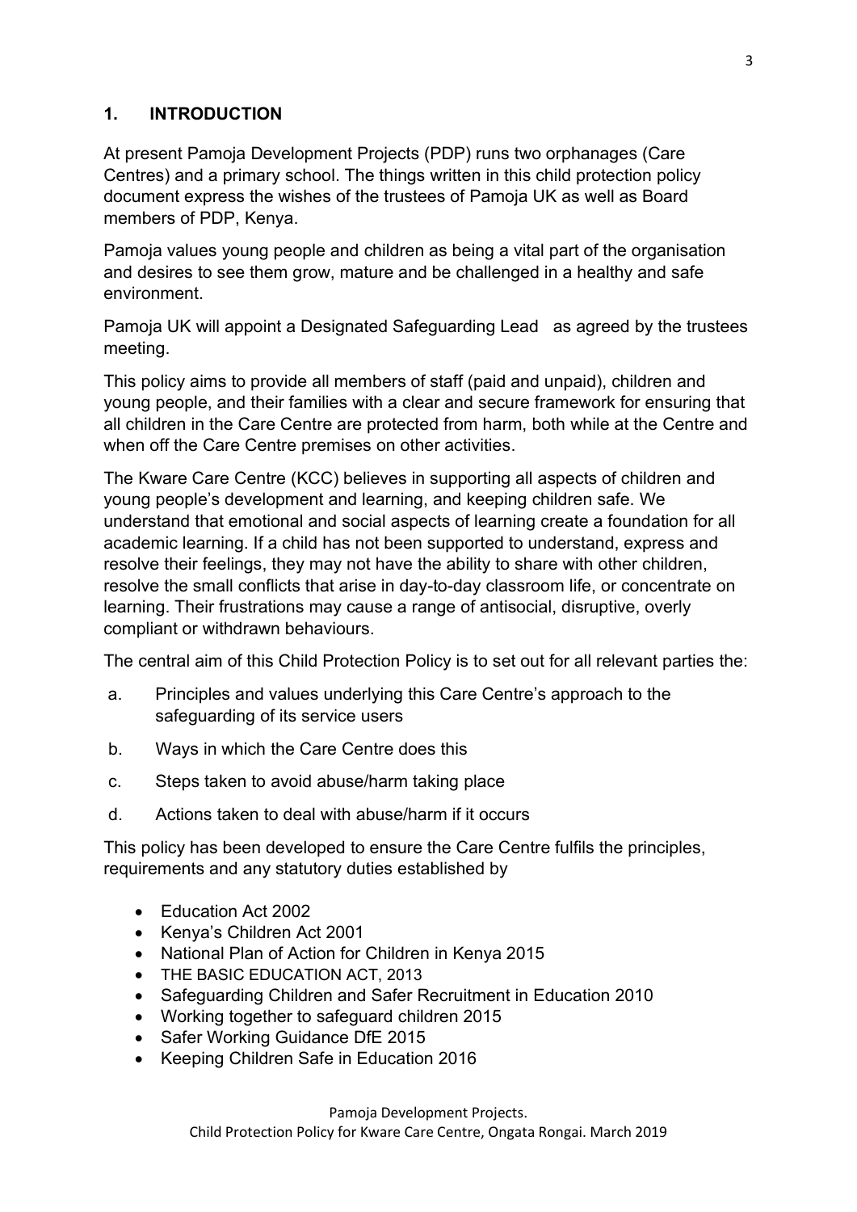## 1. INTRODUCTION

At present Pamoja Development Projects (PDP) runs two orphanages (Care Centres) and a primary school. The things written in this child protection policy document express the wishes of the trustees of Pamoja UK as well as Board members of PDP, Kenya.

Pamoja values young people and children as being a vital part of the organisation and desires to see them grow, mature and be challenged in a healthy and safe environment.

Pamoja UK will appoint a Designated Safeguarding Lead as agreed by the trustees meeting.

This policy aims to provide all members of staff (paid and unpaid), children and young people, and their families with a clear and secure framework for ensuring that all children in the Care Centre are protected from harm, both while at the Centre and when off the Care Centre premises on other activities.

The Kware Care Centre (KCC) believes in supporting all aspects of children and young people's development and learning, and keeping children safe. We understand that emotional and social aspects of learning create a foundation for all academic learning. If a child has not been supported to understand, express and resolve their feelings, they may not have the ability to share with other children, resolve the small conflicts that arise in day-to-day classroom life, or concentrate on learning. Their frustrations may cause a range of antisocial, disruptive, overly compliant or withdrawn behaviours.

The central aim of this Child Protection Policy is to set out for all relevant parties the:

a. Principles and values underlying this Care Centre's approach to the safeguarding of its service users
b. Ways in which the Care Centre does this
c. Steps taken to avoid abuse/harm taking place
d. Actions taken to deal with abuse/harm if it occurs

This policy has been developed to ensure the Care Centre fulfils the principles, requirements and any statutory duties established by

- Education Act 2002
- Kenya's Children Act 2001
- National Plan of Action for Children in Kenya 2015
- THE BASIC EDUCATION ACT, 2013
- Safeguarding Children and Safer Recruitment in Education 2010
- Working together to safeguard children 2015
- Safer Working Guidance DfE 2015
- Keeping Children Safe in Education 2016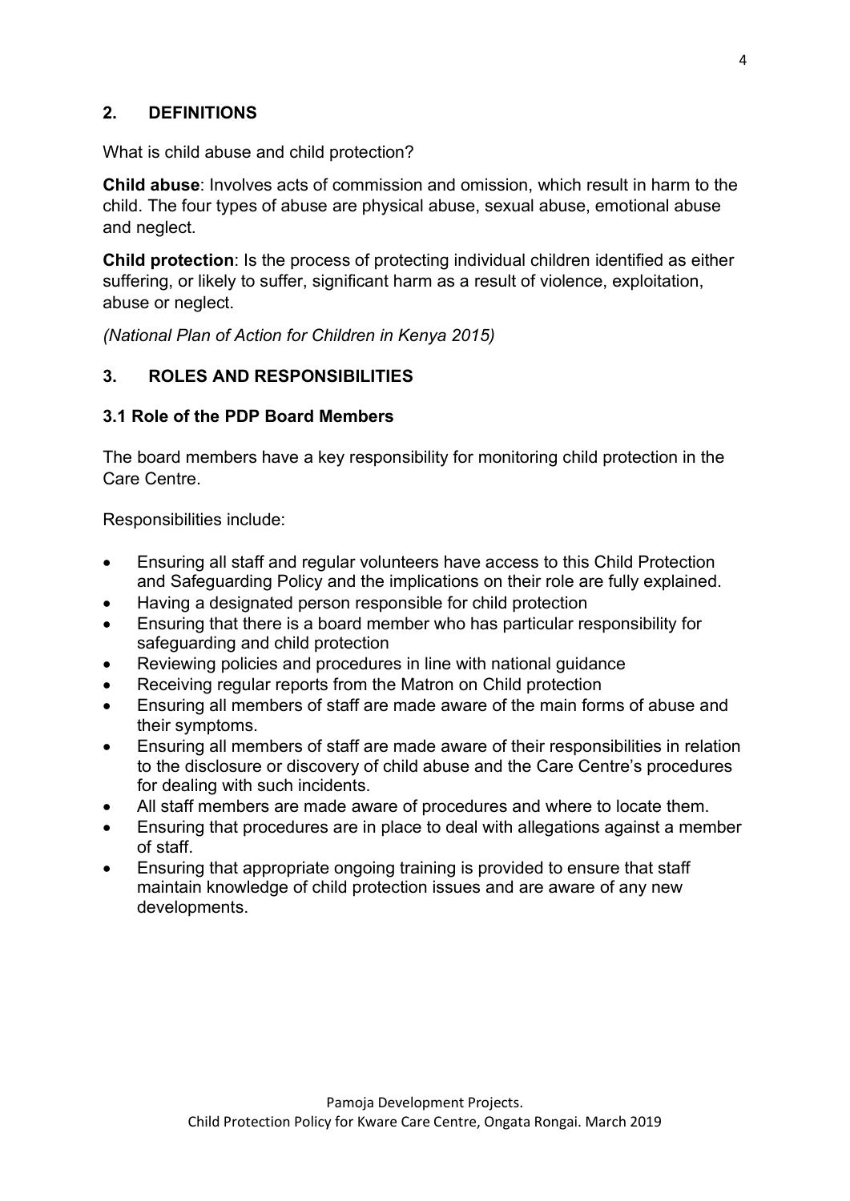## 2. DEFINITIONS

What is child abuse and child protection?

**Child abuse**: Involves acts of commission and omission, which result in harm to the child. The four types of abuse are physical abuse, sexual abuse, emotional abuse and neglect.

**Child protection**: Is the process of protecting individual children identified as either suffering, or likely to suffer, significant harm as a result of violence, exploitation, abuse or neglect.

*(National Plan of Action for Children in Kenya 2015)*

## 3. ROLES AND RESPONSIBILITIES

### 3.1 Role of the PDP Board Members

The board members have a key responsibility for monitoring child protection in the Care Centre.

Responsibilities include:

- Ensuring all staff and regular volunteers have access to this Child Protection and Safeguarding Policy and the implications on their role are fully explained.
- Having a designated person responsible for child protection
- Ensuring that there is a board member who has particular responsibility for safeguarding and child protection
- Reviewing policies and procedures in line with national guidance
- Receiving regular reports from the Matron on Child protection
- Ensuring all members of staff are made aware of the main forms of abuse and their symptoms.
- Ensuring all members of staff are made aware of their responsibilities in relation to the disclosure or discovery of child abuse and the Care Centre's procedures for dealing with such incidents.
- All staff members are made aware of procedures and where to locate them.
- Ensuring that procedures are in place to deal with allegations against a member of staff.
- Ensuring that appropriate ongoing training is provided to ensure that staff maintain knowledge of child protection issues and are aware of any new developments.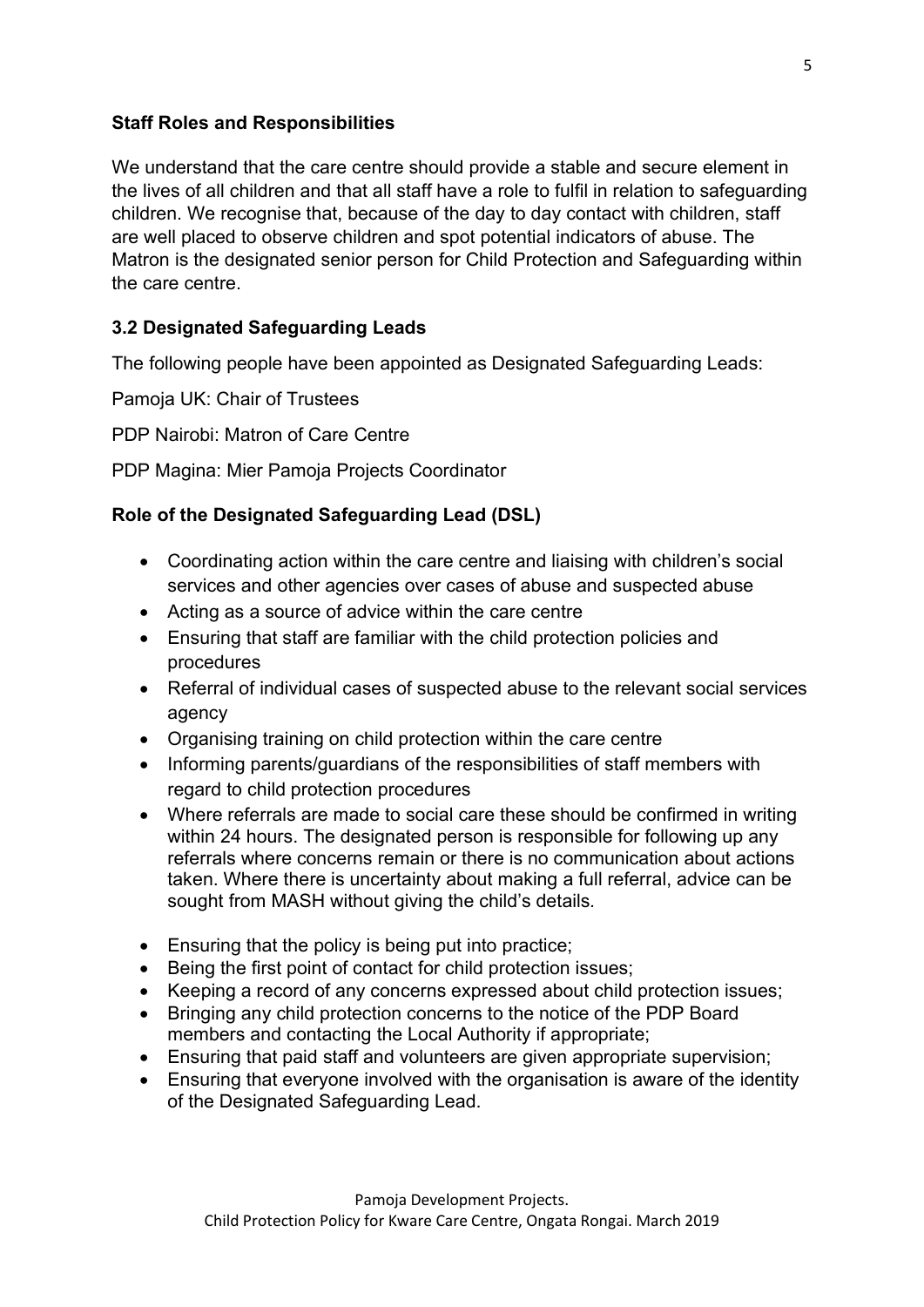**Staff Roles and Responsibilities**

We understand that the care centre should provide a stable and secure element in the lives of all children and that all staff have a role to fulfil in relation to safeguarding children. We recognise that, because of the day to day contact with children, staff are well placed to observe children and spot potential indicators of abuse. The Matron is the designated senior person for Child Protection and Safeguarding within the care centre.

### 3.2 Designated Safeguarding Leads

The following people have been appointed as Designated Safeguarding Leads:

Pamoja UK: Chair of Trustees

PDP Nairobi: Matron of Care Centre

PDP Magina: Mier Pamoja Projects Coordinator

**Role of the Designated Safeguarding Lead (DSL)**

- Coordinating action within the care centre and liaising with children's social services and other agencies over cases of abuse and suspected abuse
- Acting as a source of advice within the care centre
- Ensuring that staff are familiar with the child protection policies and procedures
- Referral of individual cases of suspected abuse to the relevant social services agency
- Organising training on child protection within the care centre
- Informing parents/guardians of the responsibilities of staff members with regard to child protection procedures
- Where referrals are made to social care these should be confirmed in writing within 24 hours. The designated person is responsible for following up any referrals where concerns remain or there is no communication about actions taken. Where there is uncertainty about making a full referral, advice can be sought from MASH without giving the child's details.

- Ensuring that the policy is being put into practice;
- Being the first point of contact for child protection issues;
- Keeping a record of any concerns expressed about child protection issues;
- Bringing any child protection concerns to the notice of the PDP Board members and contacting the Local Authority if appropriate;
- Ensuring that paid staff and volunteers are given appropriate supervision;
- Ensuring that everyone involved with the organisation is aware of the identity of the Designated Safeguarding Lead.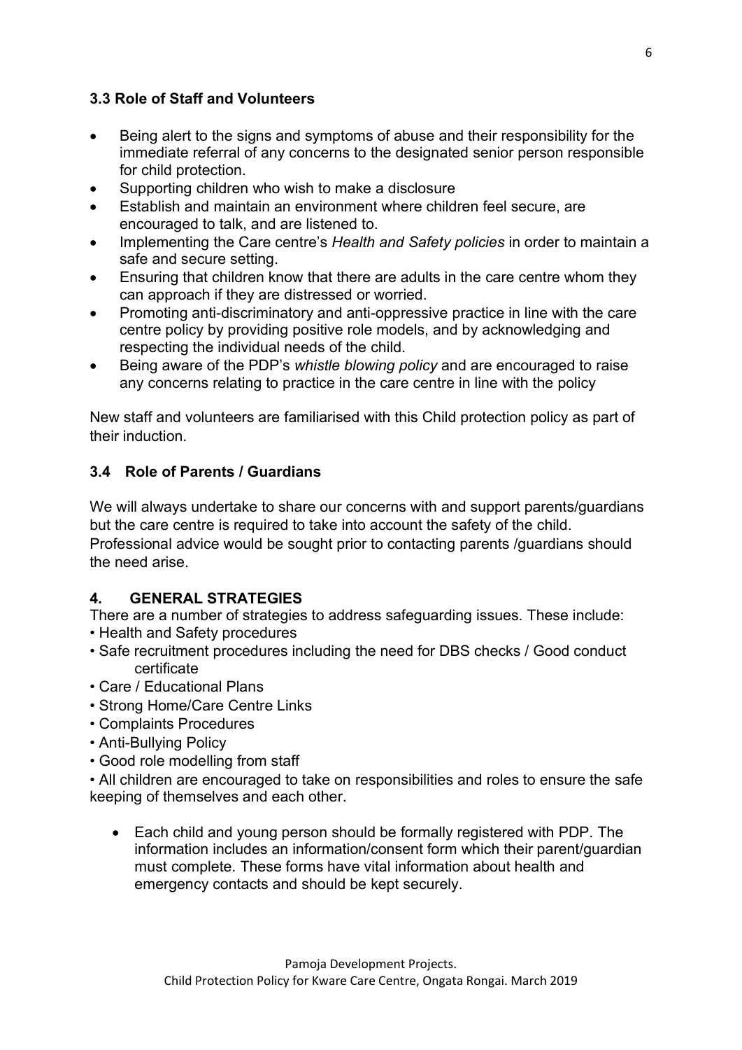### 3.3 Role of Staff and Volunteers

- Being alert to the signs and symptoms of abuse and their responsibility for the immediate referral of any concerns to the designated senior person responsible for child protection.
- Supporting children who wish to make a disclosure
- Establish and maintain an environment where children feel secure, are encouraged to talk, and are listened to.
- Implementing the Care centre's *Health and Safety policies* in order to maintain a safe and secure setting.
- Ensuring that children know that there are adults in the care centre whom they can approach if they are distressed or worried.
- Promoting anti-discriminatory and anti-oppressive practice in line with the care centre policy by providing positive role models, and by acknowledging and respecting the individual needs of the child.
- Being aware of the PDP's *whistle blowing policy* and are encouraged to raise any concerns relating to practice in the care centre in line with the policy

New staff and volunteers are familiarised with this Child protection policy as part of their induction.

### 3.4 Role of Parents / Guardians

We will always undertake to share our concerns with and support parents/guardians but the care centre is required to take into account the safety of the child. Professional advice would be sought prior to contacting parents /guardians should the need arise.

## 4. GENERAL STRATEGIES

There are a number of strategies to address safeguarding issues. These include:

- Health and Safety procedures
- Safe recruitment procedures including the need for DBS checks / Good conduct certificate
- Care / Educational Plans
- Strong Home/Care Centre Links
- Complaints Procedures
- Anti-Bullying Policy
- Good role modelling from staff
- All children are encouraged to take on responsibilities and roles to ensure the safe keeping of themselves and each other.

- Each child and young person should be formally registered with PDP. The information includes an information/consent form which their parent/guardian must complete. These forms have vital information about health and emergency contacts and should be kept securely.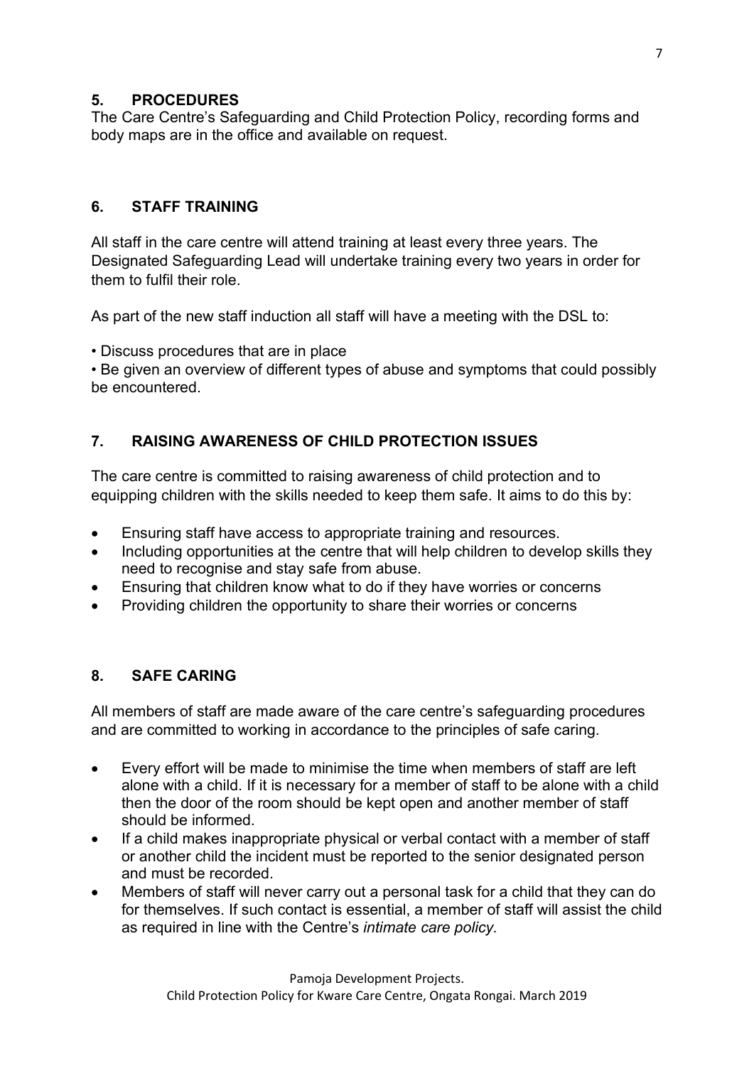## 5. PROCEDURES

The Care Centre's Safeguarding and Child Protection Policy, recording forms and body maps are in the office and available on request.

## 6. STAFF TRAINING

All staff in the care centre will attend training at least every three years. The Designated Safeguarding Lead will undertake training every two years in order for them to fulfil their role.

As part of the new staff induction all staff will have a meeting with the DSL to:

• Discuss procedures that are in place

• Be given an overview of different types of abuse and symptoms that could possibly be encountered.

## 7. RAISING AWARENESS OF CHILD PROTECTION ISSUES

The care centre is committed to raising awareness of child protection and to equipping children with the skills needed to keep them safe. It aims to do this by:

- Ensuring staff have access to appropriate training and resources.
- Including opportunities at the centre that will help children to develop skills they need to recognise and stay safe from abuse.
- Ensuring that children know what to do if they have worries or concerns
- Providing children the opportunity to share their worries or concerns

## 8. SAFE CARING

All members of staff are made aware of the care centre's safeguarding procedures and are committed to working in accordance to the principles of safe caring.

- Every effort will be made to minimise the time when members of staff are left alone with a child. If it is necessary for a member of staff to be alone with a child then the door of the room should be kept open and another member of staff should be informed.
- If a child makes inappropriate physical or verbal contact with a member of staff or another child the incident must be reported to the senior designated person and must be recorded.
- Members of staff will never carry out a personal task for a child that they can do for themselves. If such contact is essential, a member of staff will assist the child as required in line with the Centre's *intimate care policy.*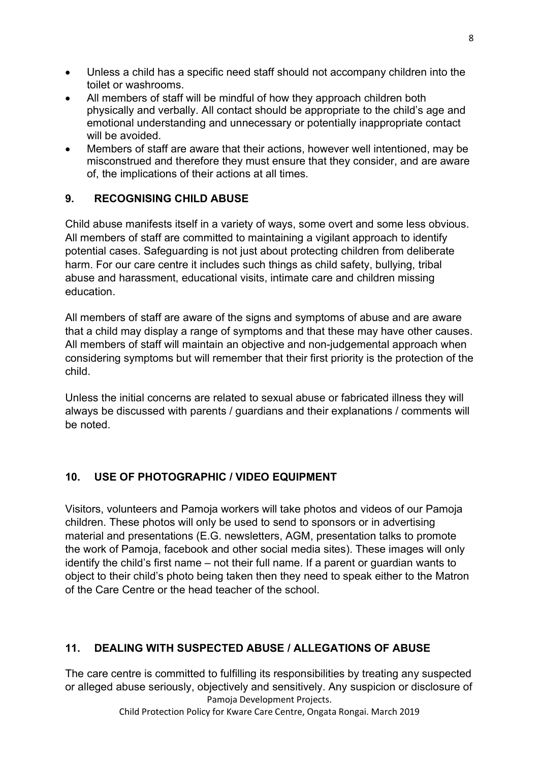- Unless a child has a specific need staff should not accompany children into the toilet or washrooms.
- All members of staff will be mindful of how they approach children both physically and verbally. All contact should be appropriate to the child's age and emotional understanding and unnecessary or potentially inappropriate contact will be avoided.
- Members of staff are aware that their actions, however well intentioned, may be misconstrued and therefore they must ensure that they consider, and are aware of, the implications of their actions at all times.

## 9. RECOGNISING CHILD ABUSE

Child abuse manifests itself in a variety of ways, some overt and some less obvious. All members of staff are committed to maintaining a vigilant approach to identify potential cases. Safeguarding is not just about protecting children from deliberate harm. For our care centre it includes such things as child safety, bullying, tribal abuse and harassment, educational visits, intimate care and children missing education.

All members of staff are aware of the signs and symptoms of abuse and are aware that a child may display a range of symptoms and that these may have other causes. All members of staff will maintain an objective and non-judgemental approach when considering symptoms but will remember that their first priority is the protection of the child.

Unless the initial concerns are related to sexual abuse or fabricated illness they will always be discussed with parents / guardians and their explanations / comments will be noted.

## 10. USE OF PHOTOGRAPHIC / VIDEO EQUIPMENT

Visitors, volunteers and Pamoja workers will take photos and videos of our Pamoja children. These photos will only be used to send to sponsors or in advertising material and presentations (E.G. newsletters, AGM, presentation talks to promote the work of Pamoja, facebook and other social media sites). These images will only identify the child's first name – not their full name. If a parent or guardian wants to object to their child's photo being taken then they need to speak either to the Matron of the Care Centre or the head teacher of the school.

## 11. DEALING WITH SUSPECTED ABUSE / ALLEGATIONS OF ABUSE

The care centre is committed to fulfilling its responsibilities by treating any suspected or alleged abuse seriously, objectively and sensitively. Any suspicion or disclosure of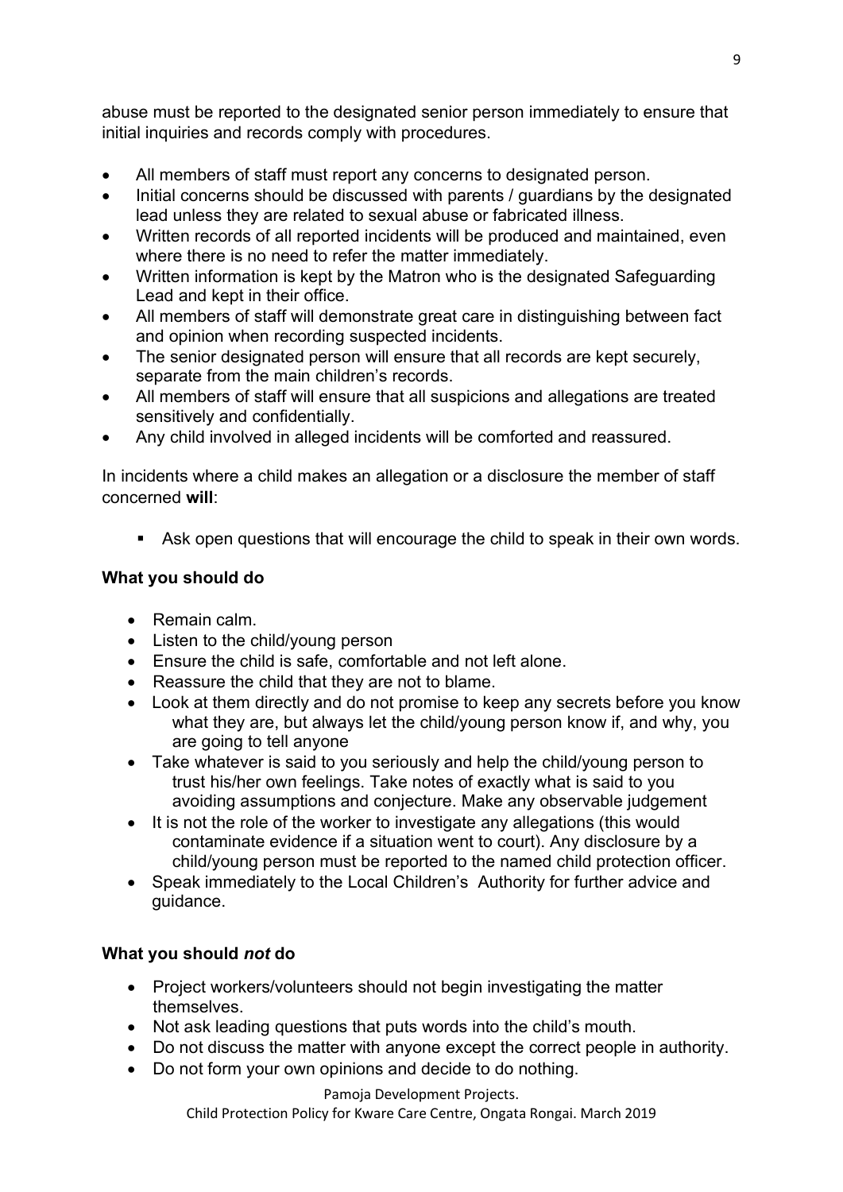abuse must be reported to the designated senior person immediately to ensure that initial inquiries and records comply with procedures.

- All members of staff must report any concerns to designated person.
- Initial concerns should be discussed with parents / guardians by the designated lead unless they are related to sexual abuse or fabricated illness.
- Written records of all reported incidents will be produced and maintained, even where there is no need to refer the matter immediately.
- Written information is kept by the Matron who is the designated Safeguarding Lead and kept in their office.
- All members of staff will demonstrate great care in distinguishing between fact and opinion when recording suspected incidents.
- The senior designated person will ensure that all records are kept securely, separate from the main children's records.
- All members of staff will ensure that all suspicions and allegations are treated sensitively and confidentially.
- Any child involved in alleged incidents will be comforted and reassured.

In incidents where a child makes an allegation or a disclosure the member of staff concerned **will**:

- Ask open questions that will encourage the child to speak in their own words.

**What you should do**

- Remain calm.
- Listen to the child/young person
- Ensure the child is safe, comfortable and not left alone.
- Reassure the child that they are not to blame.
- Look at them directly and do not promise to keep any secrets before you know what they are, but always let the child/young person know if, and why, you are going to tell anyone
- Take whatever is said to you seriously and help the child/young person to trust his/her own feelings. Take notes of exactly what is said to you avoiding assumptions and conjecture. Make any observable judgement
- It is not the role of the worker to investigate any allegations (this would contaminate evidence if a situation went to court). Any disclosure by a child/young person must be reported to the named child protection officer.
- Speak immediately to the Local Children's Authority for further advice and guidance.

**What you should *not* do**

- Project workers/volunteers should not begin investigating the matter themselves.
- Not ask leading questions that puts words into the child's mouth.
- Do not discuss the matter with anyone except the correct people in authority.
- Do not form your own opinions and decide to do nothing.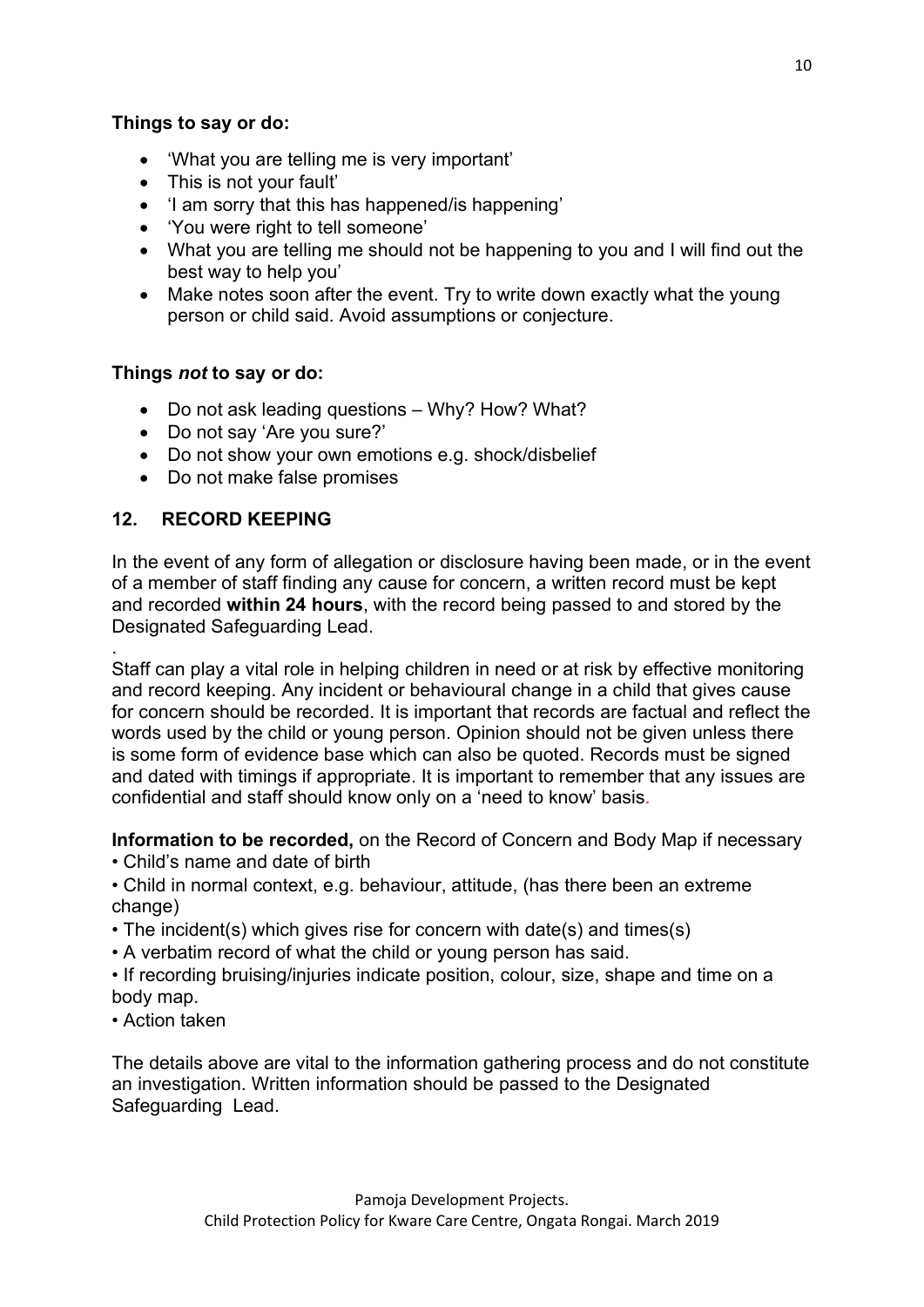**Things to say or do:**

- 'What you are telling me is very important'
- This is not your fault'
- 'I am sorry that this has happened/is happening'
- 'You were right to tell someone'
- What you are telling me should not be happening to you and I will find out the best way to help you'
- Make notes soon after the event. Try to write down exactly what the young person or child said. Avoid assumptions or conjecture.

**Things *not* to say or do:**

- Do not ask leading questions – Why? How? What?
- Do not say 'Are you sure?'
- Do not show your own emotions e.g. shock/disbelief
- Do not make false promises

## 12. RECORD KEEPING

In the event of any form of allegation or disclosure having been made, or in the event of a member of staff finding any cause for concern, a written record must be kept and recorded **within 24 hours**, with the record being passed to and stored by the Designated Safeguarding Lead.

.

Staff can play a vital role in helping children in need or at risk by effective monitoring and record keeping. Any incident or behavioural change in a child that gives cause for concern should be recorded. It is important that records are factual and reflect the words used by the child or young person. Opinion should not be given unless there is some form of evidence base which can also be quoted. Records must be signed and dated with timings if appropriate. It is important to remember that any issues are confidential and staff should know only on a 'need to know' basis.

**Information to be recorded,** on the Record of Concern and Body Map if necessary

• Child's name and date of birth

• Child in normal context, e.g. behaviour, attitude, (has there been an extreme change)

• The incident(s) which gives rise for concern with date(s) and times(s)

• A verbatim record of what the child or young person has said.

• If recording bruising/injuries indicate position, colour, size, shape and time on a body map.

• Action taken

The details above are vital to the information gathering process and do not constitute an investigation. Written information should be passed to the Designated Safeguarding Lead.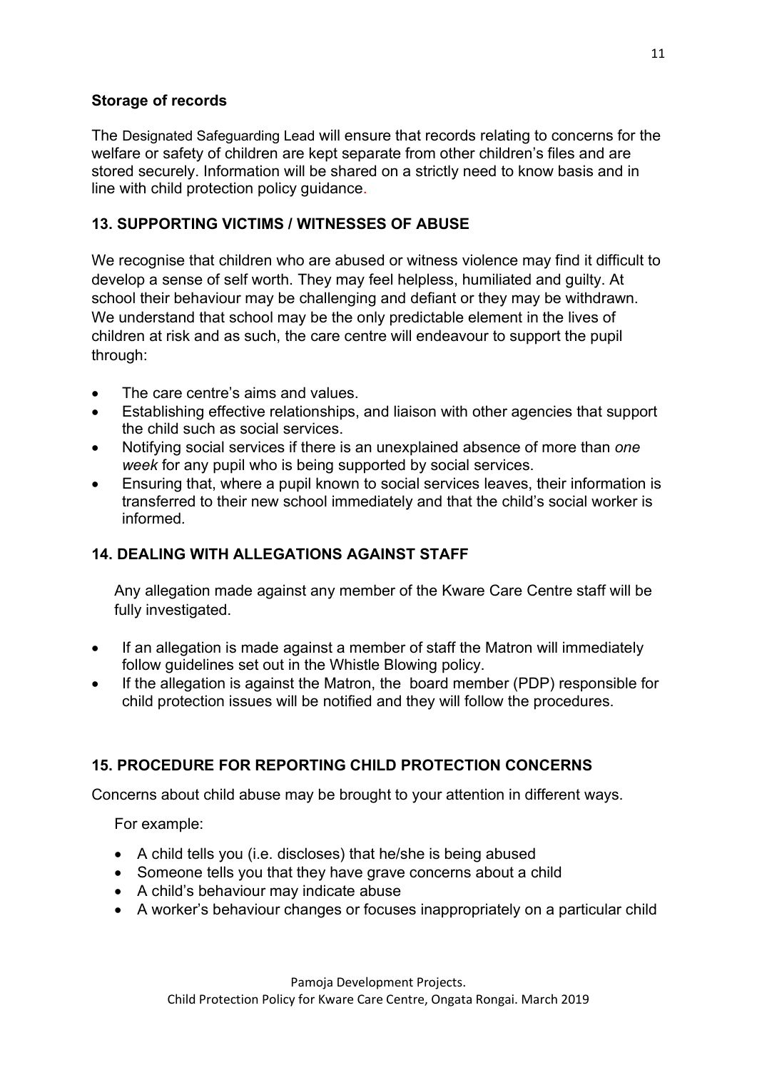**Storage of records**

The Designated Safeguarding Lead will ensure that records relating to concerns for the welfare or safety of children are kept separate from other children's files and are stored securely. Information will be shared on a strictly need to know basis and in line with child protection policy guidance.

## 13. SUPPORTING VICTIMS / WITNESSES OF ABUSE

We recognise that children who are abused or witness violence may find it difficult to develop a sense of self worth. They may feel helpless, humiliated and guilty. At school their behaviour may be challenging and defiant or they may be withdrawn. We understand that school may be the only predictable element in the lives of children at risk and as such, the care centre will endeavour to support the pupil through:

- The care centre's aims and values.
- Establishing effective relationships, and liaison with other agencies that support the child such as social services.
- Notifying social services if there is an unexplained absence of more than *one week* for any pupil who is being supported by social services.
- Ensuring that, where a pupil known to social services leaves, their information is transferred to their new school immediately and that the child's social worker is informed.

## 14. DEALING WITH ALLEGATIONS AGAINST STAFF

Any allegation made against any member of the Kware Care Centre staff will be fully investigated.

- If an allegation is made against a member of staff the Matron will immediately follow guidelines set out in the Whistle Blowing policy.
- If the allegation is against the Matron, the board member (PDP) responsible for child protection issues will be notified and they will follow the procedures.

## 15. PROCEDURE FOR REPORTING CHILD PROTECTION CONCERNS

Concerns about child abuse may be brought to your attention in different ways.

For example:

- A child tells you (i.e. discloses) that he/she is being abused
- Someone tells you that they have grave concerns about a child
- A child's behaviour may indicate abuse
- A worker's behaviour changes or focuses inappropriately on a particular child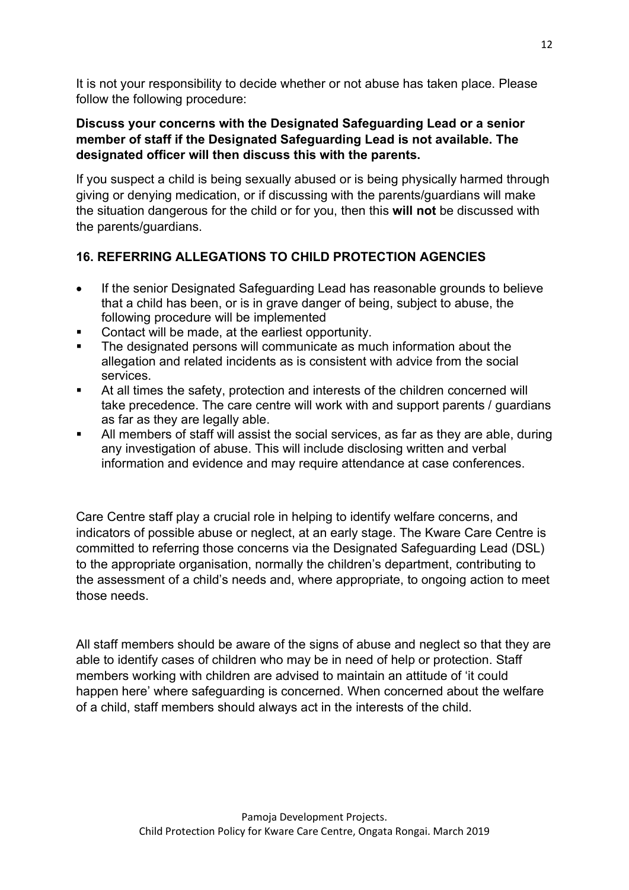It is not your responsibility to decide whether or not abuse has taken place. Please follow the following procedure:

**Discuss your concerns with the Designated Safeguarding Lead or a senior member of staff if the Designated Safeguarding Lead is not available. The designated officer will then discuss this with the parents.**

If you suspect a child is being sexually abused or is being physically harmed through giving or denying medication, or if discussing with the parents/guardians will make the situation dangerous for the child or for you, then this **will not** be discussed with the parents/guardians.

## 16. REFERRING ALLEGATIONS TO CHILD PROTECTION AGENCIES

- If the senior Designated Safeguarding Lead has reasonable grounds to believe that a child has been, or is in grave danger of being, subject to abuse, the following procedure will be implemented
- Contact will be made, at the earliest opportunity.
- The designated persons will communicate as much information about the allegation and related incidents as is consistent with advice from the social services.
- At all times the safety, protection and interests of the children concerned will take precedence. The care centre will work with and support parents / guardians as far as they are legally able.
- All members of staff will assist the social services, as far as they are able, during any investigation of abuse. This will include disclosing written and verbal information and evidence and may require attendance at case conferences.

Care Centre staff play a crucial role in helping to identify welfare concerns, and indicators of possible abuse or neglect, at an early stage. The Kware Care Centre is committed to referring those concerns via the Designated Safeguarding Lead (DSL) to the appropriate organisation, normally the children's department, contributing to the assessment of a child's needs and, where appropriate, to ongoing action to meet those needs.

All staff members should be aware of the signs of abuse and neglect so that they are able to identify cases of children who may be in need of help or protection. Staff members working with children are advised to maintain an attitude of 'it could happen here' where safeguarding is concerned. When concerned about the welfare of a child, staff members should always act in the interests of the child.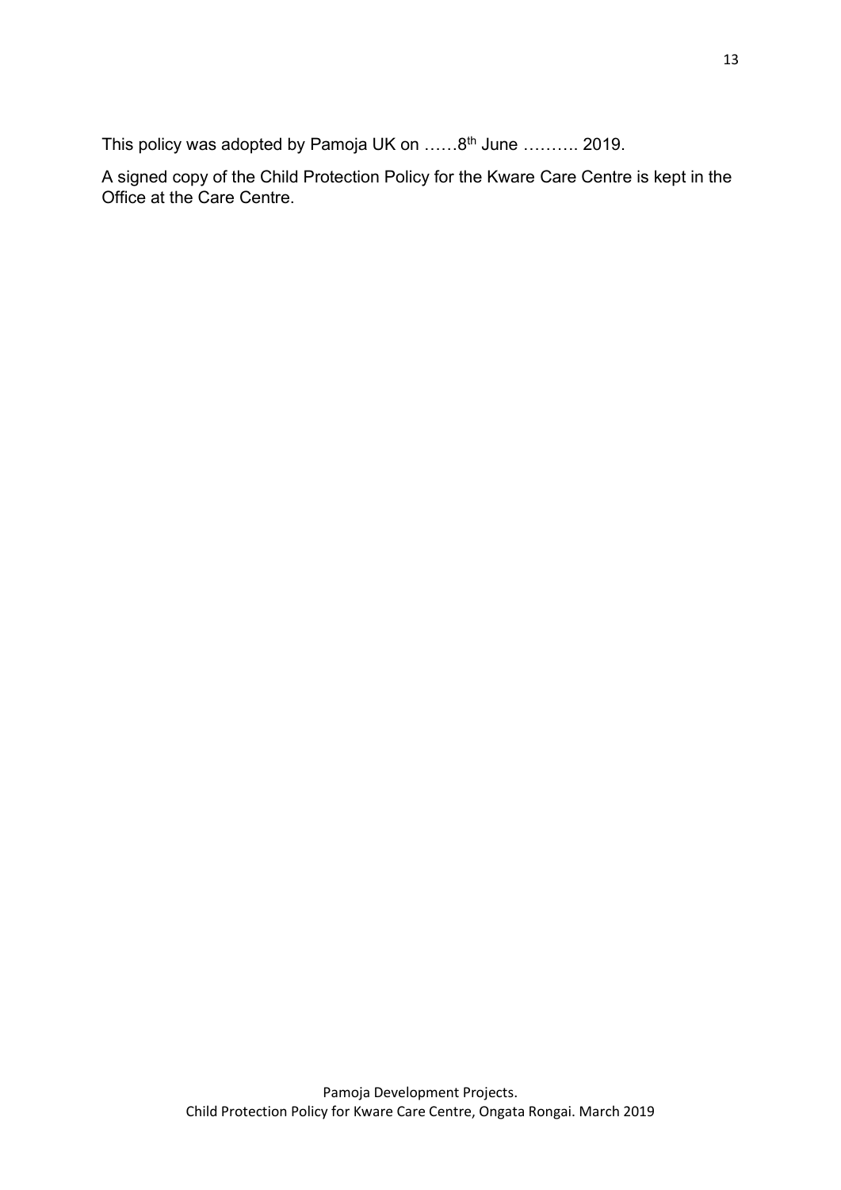This policy was adopted by Pamoja UK on ……8th June ………. 2019.

A signed copy of the Child Protection Policy for the Kware Care Centre is kept in the Office at the Care Centre.